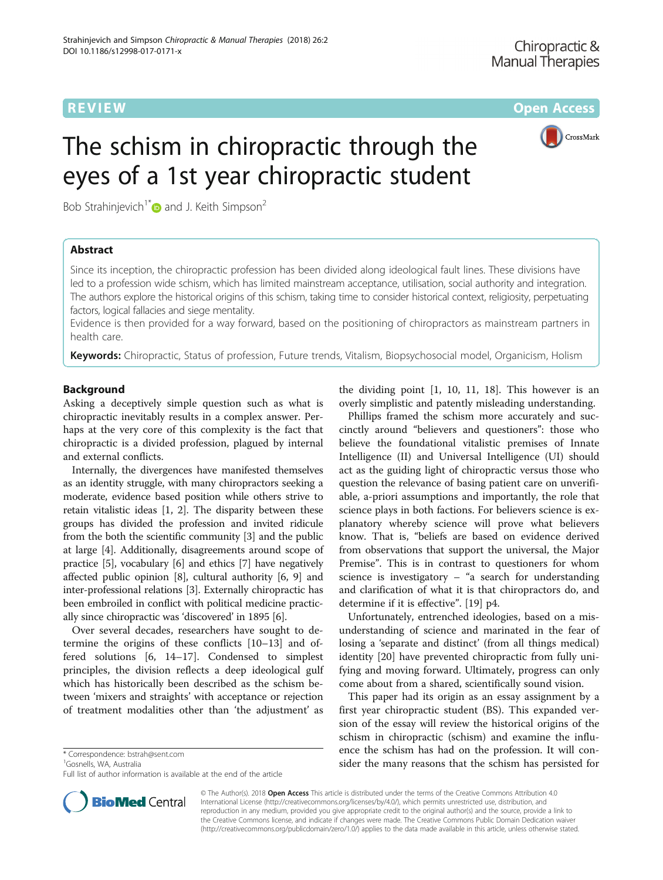REVIEW

Open Access

# The schism in chiropractic through the eyes of a 1st year chiropractic student

Bob Strahinjevich[1*] and J. Keith Simpson[2]

## Abstract

Since its inception, the chiropractic profession has been divided along ideological fault lines. These divisions have led to a profession wide schism, which has limited mainstream acceptance, utilisation, social authority and integration. The authors explore the historical origins of this schism, taking time to consider historical context, religiosity, perpetuating factors, logical fallacies and siege mentality.

Evidence is then provided for a way forward, based on the positioning of chiropractors as mainstream partners in health care.

**Keywords:** Chiropractic, Status of profession, Future trends, Vitalism, Biopsychosocial model, Organicism, Holism

## Background

Asking a deceptively simple question such as what is chiropractic inevitably results in a complex answer. Perhaps at the very core of this complexity is the fact that chiropractic is a divided profession, plagued by internal and external conflicts.

Internally, the divergences have manifested themselves as an identity struggle, with many chiropractors seeking a moderate, evidence based position while others strive to retain vitalistic ideas [1, 2]. The disparity between these groups has divided the profession and invited ridicule from the both the scientific community [3] and the public at large [4]. Additionally, disagreements around scope of practice [5], vocabulary [6] and ethics [7] have negatively affected public opinion [8], cultural authority [6, 9] and inter-professional relations [3]. Externally chiropractic has been embroiled in conflict with political medicine practically since chiropractic was 'discovered' in 1895 [6].

Over several decades, researchers have sought to determine the origins of these conflicts [10–13] and offered solutions [6, 14–17]. Condensed to simplest principles, the division reflects a deep ideological gulf which has historically been described as the schism between 'mixers and straights' with acceptance or rejection of treatment modalities other than 'the adjustment' as the dividing point [1, 10, 11, 18]. This however is an overly simplistic and patently misleading understanding.

Phillips framed the schism more accurately and succinctly around "believers and questioners": those who believe the foundational vitalistic premises of Innate Intelligence (II) and Universal Intelligence (UI) should act as the guiding light of chiropractic versus those who question the relevance of basing patient care on unverifiable, a-priori assumptions and importantly, the role that science plays in both factions. For believers science is explanatory whereby science will prove what believers know. That is, "beliefs are based on evidence derived from observations that support the universal, the Major Premise". This is in contrast to questioners for whom science is investigatory – "a search for understanding and clarification of what it is that chiropractors do, and determine if it is effective". [19] p4.

Unfortunately, entrenched ideologies, based on a misunderstanding of science and marinated in the fear of losing a 'separate and distinct' (from all things medical) identity [20] have prevented chiropractic from fully unifying and moving forward. Ultimately, progress can only come about from a shared, scientifically sound vision.

This paper had its origin as an essay assignment by a first year chiropractic student (BS). This expanded version of the essay will review the historical origins of the schism in chiropractic (schism) and examine the influence the schism has had on the profession. It will consider the many reasons that the schism has persisted for

\* Correspondence: bstrah@sent.com
[1]Gosnells, WA, Australia
Full list of author information is available at the end of the article

© The Author(s). 2018 **Open Access** This article is distributed under the terms of the Creative Commons Attribution 4.0 International License (http://creativecommons.org/licenses/by/4.0/), which permits unrestricted use, distribution, and reproduction in any medium, provided you give appropriate credit to the original author(s) and the source, provide a link to the Creative Commons license, and indicate if changes were made. The Creative Commons Public Domain Dedication waiver (http://creativecommons.org/publicdomain/zero/1.0/) applies to the data made available in this article, unless otherwise stated.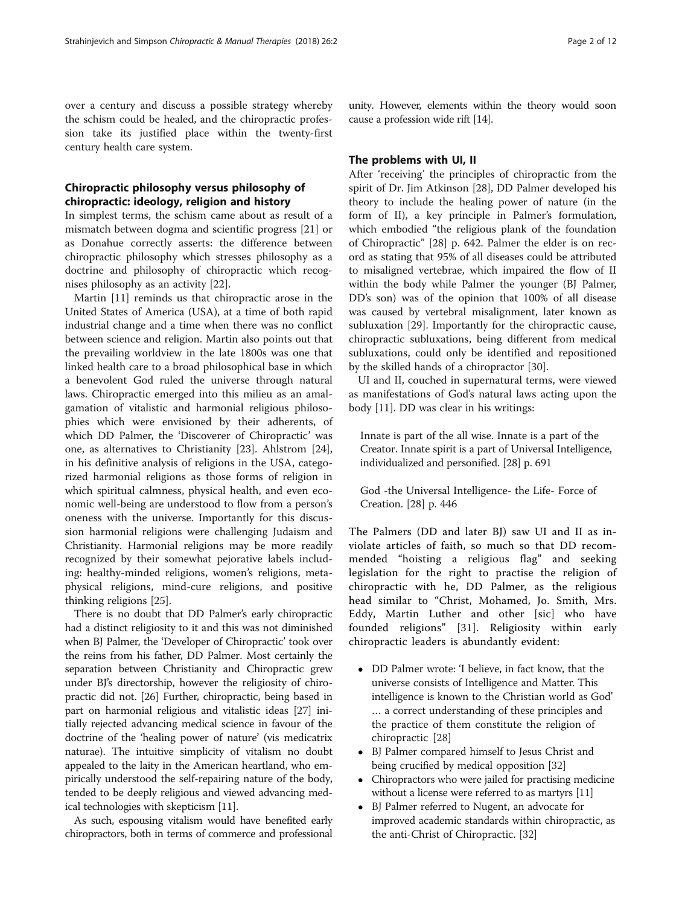over a century and discuss a possible strategy whereby the schism could be healed, and the chiropractic profession take its justified place within the twenty-first century health care system.

## Chiropractic philosophy versus philosophy of chiropractic: ideology, religion and history

In simplest terms, the schism came about as result of a mismatch between dogma and scientific progress [21] or as Donahue correctly asserts: the difference between chiropractic philosophy which stresses philosophy as a doctrine and philosophy of chiropractic which recognises philosophy as an activity [22].

Martin [11] reminds us that chiropractic arose in the United States of America (USA), at a time of both rapid industrial change and a time when there was no conflict between science and religion. Martin also points out that the prevailing worldview in the late 1800s was one that linked health care to a broad philosophical base in which a benevolent God ruled the universe through natural laws. Chiropractic emerged into this milieu as an amalgamation of vitalistic and harmonial religious philosophies which were envisioned by their adherents, of which DD Palmer, the 'Discoverer of Chiropractic' was one, as alternatives to Christianity [23]. Ahlstrom [24], in his definitive analysis of religions in the USA, categorized harmonial religions as those forms of religion in which spiritual calmness, physical health, and even economic well-being are understood to flow from a person's oneness with the universe. Importantly for this discussion harmonial religions were challenging Judaism and Christianity. Harmonial religions may be more readily recognized by their somewhat pejorative labels including: healthy-minded religions, women's religions, metaphysical religions, mind-cure religions, and positive thinking religions [25].

There is no doubt that DD Palmer's early chiropractic had a distinct religiosity to it and this was not diminished when BJ Palmer, the 'Developer of Chiropractic' took over the reins from his father, DD Palmer. Most certainly the separation between Christianity and Chiropractic grew under BJ's directorship, however the religiosity of chiropractic did not. [26] Further, chiropractic, being based in part on harmonial religious and vitalistic ideas [27] initially rejected advancing medical science in favour of the doctrine of the 'healing power of nature' (vis medicatrix naturae). The intuitive simplicity of vitalism no doubt appealed to the laity in the American heartland, who empirically understood the self-repairing nature of the body, tended to be deeply religious and viewed advancing medical technologies with skepticism [11].

As such, espousing vitalism would have benefited early chiropractors, both in terms of commerce and professional unity. However, elements within the theory would soon cause a profession wide rift [14].

## The problems with UI, II

After 'receiving' the principles of chiropractic from the spirit of Dr. Jim Atkinson [28], DD Palmer developed his theory to include the healing power of nature (in the form of II), a key principle in Palmer's formulation, which embodied "the religious plank of the foundation of Chiropractic" [28] p. 642. Palmer the elder is on record as stating that 95% of all diseases could be attributed to misaligned vertebrae, which impaired the flow of II within the body while Palmer the younger (BJ Palmer, DD's son) was of the opinion that 100% of all disease was caused by vertebral misalignment, later known as subluxation [29]. Importantly for the chiropractic cause, chiropractic subluxations, being different from medical subluxations, could only be identified and repositioned by the skilled hands of a chiropractor [30].

UI and II, couched in supernatural terms, were viewed as manifestations of God's natural laws acting upon the body [11]. DD was clear in his writings:

> Innate is part of the all wise. Innate is a part of the Creator. Innate spirit is a part of Universal Intelligence, individualized and personified. [28] p. 691

> God -the Universal Intelligence- the Life- Force of Creation. [28] p. 446

The Palmers (DD and later BJ) saw UI and II as inviolate articles of faith, so much so that DD recommended "hoisting a religious flag" and seeking legislation for the right to practise the religion of chiropractic with he, DD Palmer, as the religious head similar to "Christ, Mohamed, Jo. Smith, Mrs. Eddy, Martin Luther and other [sic] who have founded religions" [31]. Religiosity within early chiropractic leaders is abundantly evident:

- DD Palmer wrote: 'I believe, in fact know, that the universe consists of Intelligence and Matter. This intelligence is known to the Christian world as God' … a correct understanding of these principles and the practice of them constitute the religion of chiropractic [28]
- BJ Palmer compared himself to Jesus Christ and being crucified by medical opposition [32]
- Chiropractors who were jailed for practising medicine without a license were referred to as martyrs [11]
- BJ Palmer referred to Nugent, an advocate for improved academic standards within chiropractic, as the anti-Christ of Chiropractic. [32]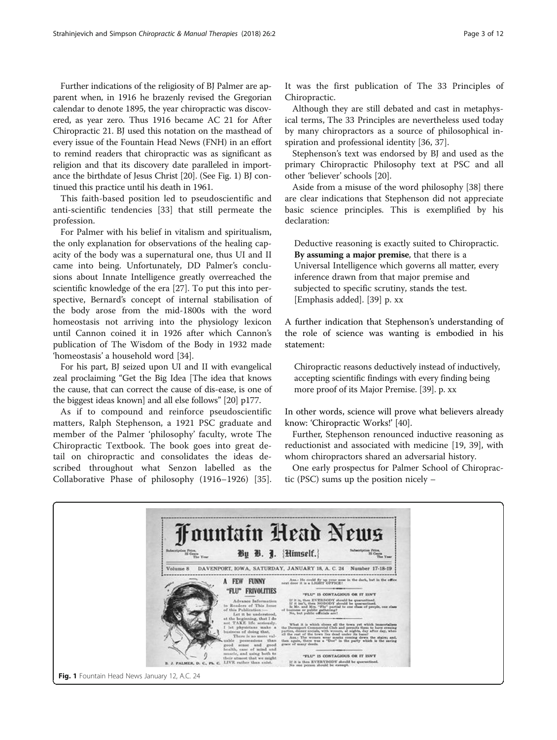Further indications of the religiosity of BJ Palmer are apparent when, in 1916 he brazenly revised the Gregorian calendar to denote 1895, the year chiropractic was discovered, as year zero. Thus 1916 became AC 21 for After Chiropractic 21. BJ used this notation on the masthead of every issue of the Fountain Head News (FNH) in an effort to remind readers that chiropractic was as significant as religion and that its discovery date paralleled in importance the birthdate of Jesus Christ [20]. (See Fig. 1) BJ continued this practice until his death in 1961.

This faith-based position led to pseudoscientific and anti-scientific tendencies [33] that still permeate the profession.

For Palmer with his belief in vitalism and spiritualism, the only explanation for observations of the healing capacity of the body was a supernatural one, thus UI and II came into being. Unfortunately, DD Palmer's conclusions about Innate Intelligence greatly overreached the scientific knowledge of the era [27]. To put this into perspective, Bernard's concept of internal stabilisation of the body arose from the mid-1800s with the word homeostasis not arriving into the physiology lexicon until Cannon coined it in 1926 after which Cannon's publication of The Wisdom of the Body in 1932 made 'homeostasis' a household word [34].

For his part, BJ seized upon UI and II with evangelical zeal proclaiming "Get the Big Idea [The idea that knows the cause, that can correct the cause of dis-ease, is one of the biggest ideas known] and all else follows" [20] p177.

As if to compound and reinforce pseudoscientific matters, Ralph Stephenson, a 1921 PSC graduate and member of the Palmer 'philosophy' faculty, wrote The Chiropractic Textbook. The book goes into great detail on chiropractic and consolidates the ideas described throughout what Senzon labelled as the Collaborative Phase of philosophy (1916–1926) [35]. It was the first publication of The 33 Principles of Chiropractic.

Although they are still debated and cast in metaphysical terms, The 33 Principles are nevertheless used today by many chiropractors as a source of philosophical inspiration and professional identity [36, 37].

Stephenson's text was endorsed by BJ and used as the primary Chiropractic Philosophy text at PSC and all other 'believer' schools [20].

Aside from a misuse of the word philosophy [38] there are clear indications that Stephenson did not appreciate basic science principles. This is exemplified by his declaration:

> Deductive reasoning is exactly suited to Chiropractic. **By assuming a major premise**, that there is a Universal Intelligence which governs all matter, every inference drawn from that major premise and subjected to specific scrutiny, stands the test. [Emphasis added]. [39] p. xx

A further indication that Stephenson's understanding of the role of science was wanting is embodied in his statement:

> Chiropractic reasons deductively instead of inductively, accepting scientific findings with every finding being more proof of its Major Premise. [39]. p. xx

In other words, science will prove what believers already know: 'Chiropractic Works!' [40].

Further, Stephenson renounced inductive reasoning as reductionist and associated with medicine [19, 39], with whom chiropractors shared an adversarial history.

One early prospectus for Palmer School of Chiropractic (PSC) sums up the position nicely –

**Fig. 1** Fountain Head News January 12, A.C. 24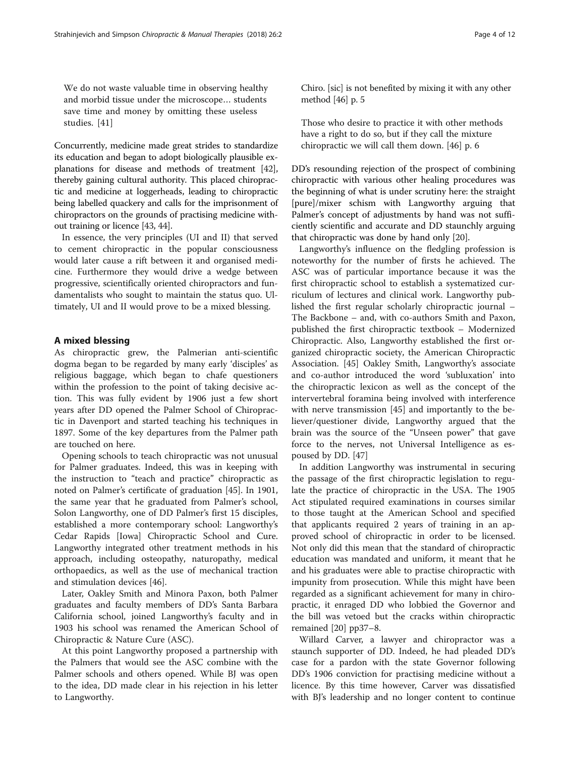> We do not waste valuable time in observing healthy and morbid tissue under the microscope… students save time and money by omitting these useless studies. [41]

Concurrently, medicine made great strides to standardize its education and began to adopt biologically plausible explanations for disease and methods of treatment [42], thereby gaining cultural authority. This placed chiropractic and medicine at loggerheads, leading to chiropractic being labelled quackery and calls for the imprisonment of chiropractors on the grounds of practising medicine without training or licence [43, 44].

In essence, the very principles (UI and II) that served to cement chiropractic in the popular consciousness would later cause a rift between it and organised medicine. Furthermore they would drive a wedge between progressive, scientifically oriented chiropractors and fundamentalists who sought to maintain the status quo. Ultimately, UI and II would prove to be a mixed blessing.

## A mixed blessing

As chiropractic grew, the Palmerian anti-scientific dogma began to be regarded by many early 'disciples' as religious baggage, which began to chafe questioners within the profession to the point of taking decisive action. This was fully evident by 1906 just a few short years after DD opened the Palmer School of Chiropractic in Davenport and started teaching his techniques in 1897. Some of the key departures from the Palmer path are touched on here.

Opening schools to teach chiropractic was not unusual for Palmer graduates. Indeed, this was in keeping with the instruction to "teach and practice" chiropractic as noted on Palmer's certificate of graduation [45]. In 1901, the same year that he graduated from Palmer's school, Solon Langworthy, one of DD Palmer's first 15 disciples, established a more contemporary school: Langworthy's Cedar Rapids [Iowa] Chiropractic School and Cure. Langworthy integrated other treatment methods in his approach, including osteopathy, naturopathy, medical orthopaedics, as well as the use of mechanical traction and stimulation devices [46].

Later, Oakley Smith and Minora Paxon, both Palmer graduates and faculty members of DD's Santa Barbara California school, joined Langworthy's faculty and in 1903 his school was renamed the American School of Chiropractic & Nature Cure (ASC).

At this point Langworthy proposed a partnership with the Palmers that would see the ASC combine with the Palmer schools and others opened. While BJ was open to the idea, DD made clear in his rejection in his letter to Langworthy.

> Chiro. [sic] is not benefited by mixing it with any other method [46] p. 5

> Those who desire to practice it with other methods have a right to do so, but if they call the mixture chiropractic we will call them down. [46] p. 6

DD's resounding rejection of the prospect of combining chiropractic with various other healing procedures was the beginning of what is under scrutiny here: the straight [pure]/mixer schism with Langworthy arguing that Palmer's concept of adjustments by hand was not sufficiently scientific and accurate and DD staunchly arguing that chiropractic was done by hand only [20].

Langworthy's influence on the fledgling profession is noteworthy for the number of firsts he achieved. The ASC was of particular importance because it was the first chiropractic school to establish a systematized curriculum of lectures and clinical work. Langworthy published the first regular scholarly chiropractic journal – The Backbone – and, with co-authors Smith and Paxon, published the first chiropractic textbook – Modernized Chiropractic. Also, Langworthy established the first organized chiropractic society, the American Chiropractic Association. [45] Oakley Smith, Langworthy's associate and co-author introduced the word 'subluxation' into the chiropractic lexicon as well as the concept of the intervertebral foramina being involved with interference with nerve transmission [45] and importantly to the believer/questioner divide, Langworthy argued that the brain was the source of the "Unseen power" that gave force to the nerves, not Universal Intelligence as espoused by DD. [47]

In addition Langworthy was instrumental in securing the passage of the first chiropractic legislation to regulate the practice of chiropractic in the USA. The 1905 Act stipulated required examinations in courses similar to those taught at the American School and specified that applicants required 2 years of training in an approved school of chiropractic in order to be licensed. Not only did this mean that the standard of chiropractic education was mandated and uniform, it meant that he and his graduates were able to practise chiropractic with impunity from prosecution. While this might have been regarded as a significant achievement for many in chiropractic, it enraged DD who lobbied the Governor and the bill was vetoed but the cracks within chiropractic remained [20] pp37–8.

Willard Carver, a lawyer and chiropractor was a staunch supporter of DD. Indeed, he had pleaded DD's case for a pardon with the state Governor following DD's 1906 conviction for practising medicine without a licence. By this time however, Carver was dissatisfied with BJ's leadership and no longer content to continue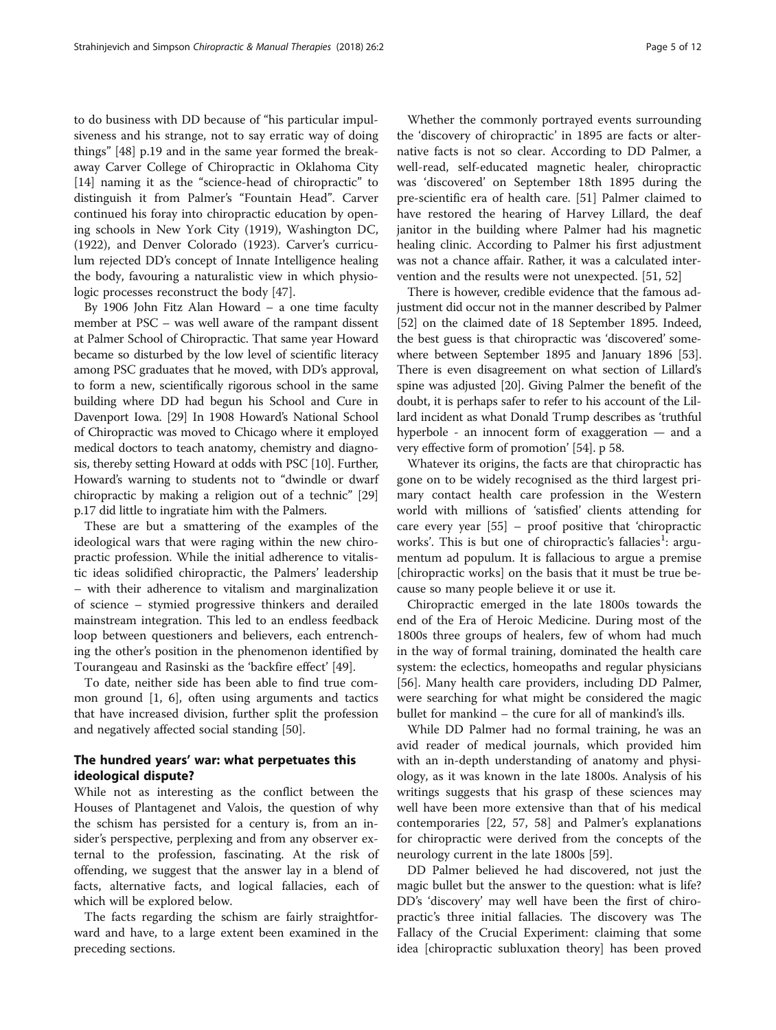to do business with DD because of "his particular impulsiveness and his strange, not to say erratic way of doing things" [48] p.19 and in the same year formed the breakaway Carver College of Chiropractic in Oklahoma City [14] naming it as the "science-head of chiropractic" to distinguish it from Palmer's "Fountain Head". Carver continued his foray into chiropractic education by opening schools in New York City (1919), Washington DC, (1922), and Denver Colorado (1923). Carver's curriculum rejected DD's concept of Innate Intelligence healing the body, favouring a naturalistic view in which physiologic processes reconstruct the body [47].

By 1906 John Fitz Alan Howard – a one time faculty member at PSC – was well aware of the rampant dissent at Palmer School of Chiropractic. That same year Howard became so disturbed by the low level of scientific literacy among PSC graduates that he moved, with DD's approval, to form a new, scientifically rigorous school in the same building where DD had begun his School and Cure in Davenport Iowa. [29] In 1908 Howard's National School of Chiropractic was moved to Chicago where it employed medical doctors to teach anatomy, chemistry and diagnosis, thereby setting Howard at odds with PSC [10]. Further, Howard's warning to students not to "dwindle or dwarf chiropractic by making a religion out of a technic" [29] p.17 did little to ingratiate him with the Palmers.

These are but a smattering of the examples of the ideological wars that were raging within the new chiropractic profession. While the initial adherence to vitalistic ideas solidified chiropractic, the Palmers' leadership – with their adherence to vitalism and marginalization of science – stymied progressive thinkers and derailed mainstream integration. This led to an endless feedback loop between questioners and believers, each entrenching the other's position in the phenomenon identified by Tourangeau and Rasinski as the 'backfire effect' [49].

To date, neither side has been able to find true common ground [1, 6], often using arguments and tactics that have increased division, further split the profession and negatively affected social standing [50].

## The hundred years' war: what perpetuates this ideological dispute?

While not as interesting as the conflict between the Houses of Plantagenet and Valois, the question of why the schism has persisted for a century is, from an insider's perspective, perplexing and from any observer external to the profession, fascinating. At the risk of offending, we suggest that the answer lay in a blend of facts, alternative facts, and logical fallacies, each of which will be explored below.

The facts regarding the schism are fairly straightforward and have, to a large extent been examined in the preceding sections.

Whether the commonly portrayed events surrounding the 'discovery of chiropractic' in 1895 are facts or alternative facts is not so clear. According to DD Palmer, a well-read, self-educated magnetic healer, chiropractic was 'discovered' on September 18th 1895 during the pre-scientific era of health care. [51] Palmer claimed to have restored the hearing of Harvey Lillard, the deaf janitor in the building where Palmer had his magnetic healing clinic. According to Palmer his first adjustment was not a chance affair. Rather, it was a calculated intervention and the results were not unexpected. [51, 52]

There is however, credible evidence that the famous adjustment did occur not in the manner described by Palmer [52] on the claimed date of 18 September 1895. Indeed, the best guess is that chiropractic was 'discovered' somewhere between September 1895 and January 1896 [53]. There is even disagreement on what section of Lillard's spine was adjusted [20]. Giving Palmer the benefit of the doubt, it is perhaps safer to refer to his account of the Lillard incident as what Donald Trump describes as 'truthful hyperbole - an innocent form of exaggeration — and a very effective form of promotion' [54]. p 58.

Whatever its origins, the facts are that chiropractic has gone on to be widely recognised as the third largest primary contact health care profession in the Western world with millions of 'satisfied' clients attending for care every year [55] – proof positive that 'chiropractic works'. This is but one of chiropractic's fallacies[1]: argumentum ad populum. It is fallacious to argue a premise [chiropractic works] on the basis that it must be true because so many people believe it or use it.

Chiropractic emerged in the late 1800s towards the end of the Era of Heroic Medicine. During most of the 1800s three groups of healers, few of whom had much in the way of formal training, dominated the health care system: the eclectics, homeopaths and regular physicians [56]. Many health care providers, including DD Palmer, were searching for what might be considered the magic bullet for mankind – the cure for all of mankind's ills.

While DD Palmer had no formal training, he was an avid reader of medical journals, which provided him with an in-depth understanding of anatomy and physiology, as it was known in the late 1800s. Analysis of his writings suggests that his grasp of these sciences may well have been more extensive than that of his medical contemporaries [22, 57, 58] and Palmer's explanations for chiropractic were derived from the concepts of the neurology current in the late 1800s [59].

DD Palmer believed he had discovered, not just the magic bullet but the answer to the question: what is life? DD's 'discovery' may well have been the first of chiropractic's three initial fallacies. The discovery was The Fallacy of the Crucial Experiment: claiming that some idea [chiropractic subluxation theory] has been proved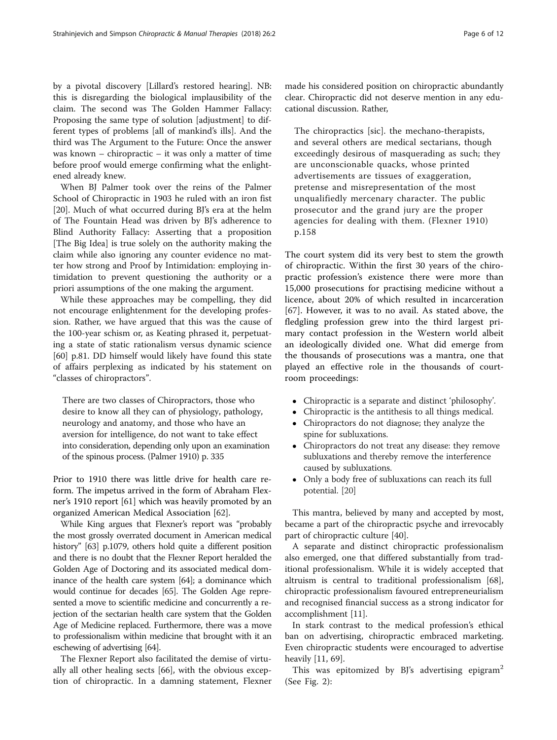by a pivotal discovery [Lillard's restored hearing]. NB: this is disregarding the biological implausibility of the claim. The second was The Golden Hammer Fallacy: Proposing the same type of solution [adjustment] to different types of problems [all of mankind's ills]. And the third was The Argument to the Future: Once the answer was known – chiropractic – it was only a matter of time before proof would emerge confirming what the enlightened already knew.

When BJ Palmer took over the reins of the Palmer School of Chiropractic in 1903 he ruled with an iron fist [20]. Much of what occurred during BJ's era at the helm of The Fountain Head was driven by BJ's adherence to Blind Authority Fallacy: Asserting that a proposition [The Big Idea] is true solely on the authority making the claim while also ignoring any counter evidence no matter how strong and Proof by Intimidation: employing intimidation to prevent questioning the authority or a priori assumptions of the one making the argument.

While these approaches may be compelling, they did not encourage enlightenment for the developing profession. Rather, we have argued that this was the cause of the 100-year schism or, as Keating phrased it, perpetuating a state of static rationalism versus dynamic science [60] p.81. DD himself would likely have found this state of affairs perplexing as indicated by his statement on "classes of chiropractors".

> There are two classes of Chiropractors, those who desire to know all they can of physiology, pathology, neurology and anatomy, and those who have an aversion for intelligence, do not want to take effect into consideration, depending only upon an examination of the spinous process. (Palmer 1910) p. 335

Prior to 1910 there was little drive for health care reform. The impetus arrived in the form of Abraham Flexner's 1910 report [61] which was heavily promoted by an organized American Medical Association [62].

While King argues that Flexner's report was "probably the most grossly overrated document in American medical history" [63] p.1079, others hold quite a different position and there is no doubt that the Flexner Report heralded the Golden Age of Doctoring and its associated medical dominance of the health care system [64]; a dominance which would continue for decades [65]. The Golden Age represented a move to scientific medicine and concurrently a rejection of the sectarian health care system that the Golden Age of Medicine replaced. Furthermore, there was a move to professionalism within medicine that brought with it an eschewing of advertising [64].

The Flexner Report also facilitated the demise of virtually all other healing sects [66], with the obvious exception of chiropractic. In a damning statement, Flexner made his considered position on chiropractic abundantly clear. Chiropractic did not deserve mention in any educational discussion. Rather,

> The chiropractics [sic]. the mechano-therapists, and several others are medical sectarians, though exceedingly desirous of masquerading as such; they are unconscionable quacks, whose printed advertisements are tissues of exaggeration, pretense and misrepresentation of the most unqualifiedly mercenary character. The public prosecutor and the grand jury are the proper agencies for dealing with them. (Flexner 1910) p.158

The court system did its very best to stem the growth of chiropractic. Within the first 30 years of the chiropractic profession's existence there were more than 15,000 prosecutions for practising medicine without a licence, about 20% of which resulted in incarceration [67]. However, it was to no avail. As stated above, the fledgling profession grew into the third largest primary contact profession in the Western world albeit an ideologically divided one. What did emerge from the thousands of prosecutions was a mantra, one that played an effective role in the thousands of courtroom proceedings:

- Chiropractic is a separate and distinct 'philosophy'.
- Chiropractic is the antithesis to all things medical.
- Chiropractors do not diagnose; they analyze the spine for subluxations.
- Chiropractors do not treat any disease: they remove subluxations and thereby remove the interference caused by subluxations.
- Only a body free of subluxations can reach its full potential. [20]

This mantra, believed by many and accepted by most, became a part of the chiropractic psyche and irrevocably part of chiropractic culture [40].

A separate and distinct chiropractic professionalism also emerged, one that differed substantially from traditional professionalism. While it is widely accepted that altruism is central to traditional professionalism [68], chiropractic professionalism favoured entrepreneurialism and recognised financial success as a strong indicator for accomplishment [11].

In stark contrast to the medical profession's ethical ban on advertising, chiropractic embraced marketing. Even chiropractic students were encouraged to advertise heavily [11, 69].

This was epitomized by BJ's advertising epigram[2] (See Fig. 2):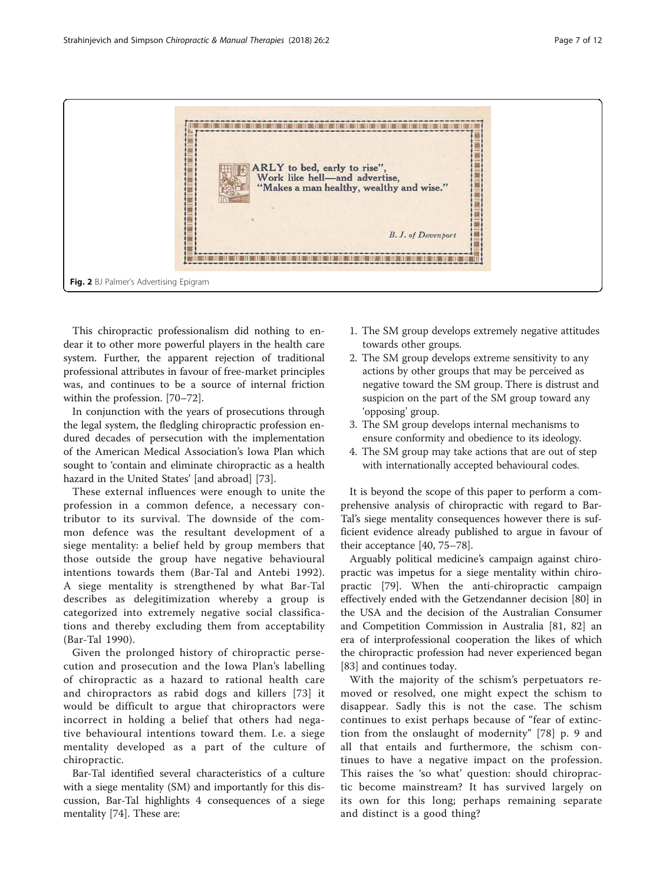"EARLY to bed, early to rise",
Work like hell—and advertise,
"Makes a man healthy, wealthy and wise."

B. J. of Davenport

**Fig. 2** BJ Palmer's Advertising Epigram

This chiropractic professionalism did nothing to endear it to other more powerful players in the health care system. Further, the apparent rejection of traditional professional attributes in favour of free-market principles was, and continues to be a source of internal friction within the profession. [70–72].

In conjunction with the years of prosecutions through the legal system, the fledgling chiropractic profession endured decades of persecution with the implementation of the American Medical Association's Iowa Plan which sought to 'contain and eliminate chiropractic as a health hazard in the United States' [and abroad] [73].

These external influences were enough to unite the profession in a common defence, a necessary contributor to its survival. The downside of the common defence was the resultant development of a siege mentality: a belief held by group members that those outside the group have negative behavioural intentions towards them (Bar-Tal and Antebi 1992). A siege mentality is strengthened by what Bar-Tal describes as delegitimization whereby a group is categorized into extremely negative social classifications and thereby excluding them from acceptability (Bar-Tal 1990).

Given the prolonged history of chiropractic persecution and prosecution and the Iowa Plan's labelling of chiropractic as a hazard to rational health care and chiropractors as rabid dogs and killers [73] it would be difficult to argue that chiropractors were incorrect in holding a belief that others had negative behavioural intentions toward them. I.e. a siege mentality developed as a part of the culture of chiropractic.

Bar-Tal identified several characteristics of a culture with a siege mentality (SM) and importantly for this discussion, Bar-Tal highlights 4 consequences of a siege mentality [74]. These are:

1. The SM group develops extremely negative attitudes towards other groups.
2. The SM group develops extreme sensitivity to any actions by other groups that may be perceived as negative toward the SM group. There is distrust and suspicion on the part of the SM group toward any 'opposing' group.
3. The SM group develops internal mechanisms to ensure conformity and obedience to its ideology.
4. The SM group may take actions that are out of step with internationally accepted behavioural codes.

It is beyond the scope of this paper to perform a comprehensive analysis of chiropractic with regard to Bar-Tal's siege mentality consequences however there is sufficient evidence already published to argue in favour of their acceptance [40, 75–78].

Arguably political medicine's campaign against chiropractic was impetus for a siege mentality within chiropractic [79]. When the anti-chiropractic campaign effectively ended with the Getzendanner decision [80] in the USA and the decision of the Australian Consumer and Competition Commission in Australia [81, 82] an era of interprofessional cooperation the likes of which the chiropractic profession had never experienced began [83] and continues today.

With the majority of the schism's perpetuators removed or resolved, one might expect the schism to disappear. Sadly this is not the case. The schism continues to exist perhaps because of "fear of extinction from the onslaught of modernity" [78] p. 9 and all that entails and furthermore, the schism continues to have a negative impact on the profession. This raises the 'so what' question: should chiropractic become mainstream? It has survived largely on its own for this long; perhaps remaining separate and distinct is a good thing?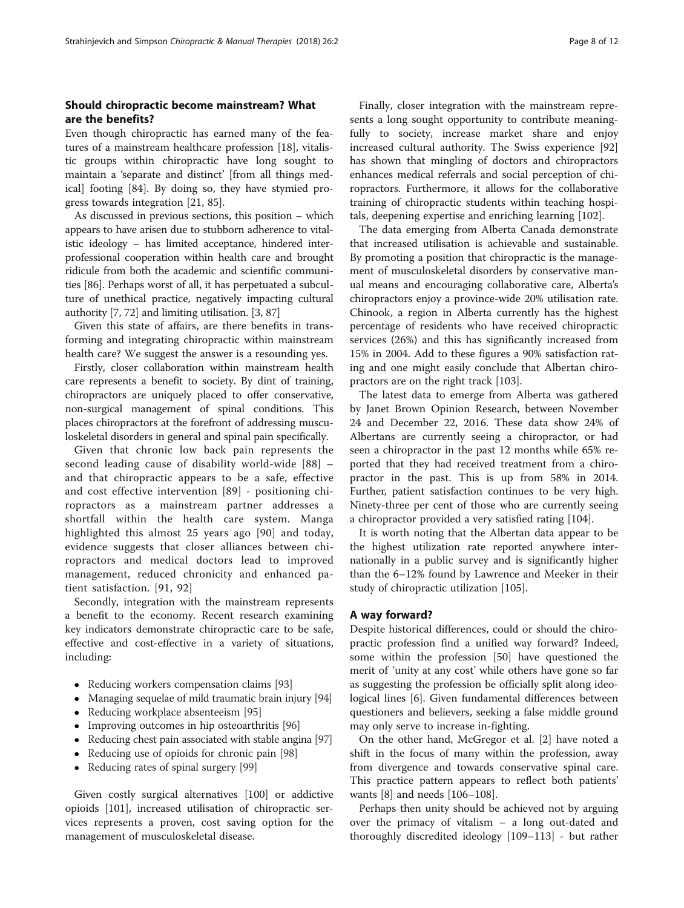## Should chiropractic become mainstream? What are the benefits?

Even though chiropractic has earned many of the features of a mainstream healthcare profession [18], vitalistic groups within chiropractic have long sought to maintain a 'separate and distinct' [from all things medical] footing [84]. By doing so, they have stymied progress towards integration [21, 85].

As discussed in previous sections, this position – which appears to have arisen due to stubborn adherence to vitalistic ideology – has limited acceptance, hindered interprofessional cooperation within health care and brought ridicule from both the academic and scientific communities [86]. Perhaps worst of all, it has perpetuated a subculture of unethical practice, negatively impacting cultural authority [7, 72] and limiting utilisation. [3, 87]

Given this state of affairs, are there benefits in transforming and integrating chiropractic within mainstream health care? We suggest the answer is a resounding yes.

Firstly, closer collaboration within mainstream health care represents a benefit to society. By dint of training, chiropractors are uniquely placed to offer conservative, non-surgical management of spinal conditions. This places chiropractors at the forefront of addressing musculoskeletal disorders in general and spinal pain specifically.

Given that chronic low back pain represents the second leading cause of disability world-wide [88] – and that chiropractic appears to be a safe, effective and cost effective intervention [89] - positioning chiropractors as a mainstream partner addresses a shortfall within the health care system. Manga highlighted this almost 25 years ago [90] and today, evidence suggests that closer alliances between chiropractors and medical doctors lead to improved management, reduced chronicity and enhanced patient satisfaction. [91, 92]

Secondly, integration with the mainstream represents a benefit to the economy. Recent research examining key indicators demonstrate chiropractic care to be safe, effective and cost-effective in a variety of situations, including:

- Reducing workers compensation claims [93]
- Managing sequelae of mild traumatic brain injury [94]
- Reducing workplace absenteeism [95]
- Improving outcomes in hip osteoarthritis [96]
- Reducing chest pain associated with stable angina [97]
- Reducing use of opioids for chronic pain [98]
- Reducing rates of spinal surgery [99]

Given costly surgical alternatives [100] or addictive opioids [101], increased utilisation of chiropractic services represents a proven, cost saving option for the management of musculoskeletal disease.

Finally, closer integration with the mainstream represents a long sought opportunity to contribute meaningfully to society, increase market share and enjoy increased cultural authority. The Swiss experience [92] has shown that mingling of doctors and chiropractors enhances medical referrals and social perception of chiropractors. Furthermore, it allows for the collaborative training of chiropractic students within teaching hospitals, deepening expertise and enriching learning [102].

The data emerging from Alberta Canada demonstrate that increased utilisation is achievable and sustainable. By promoting a position that chiropractic is the management of musculoskeletal disorders by conservative manual means and encouraging collaborative care, Alberta's chiropractors enjoy a province-wide 20% utilisation rate. Chinook, a region in Alberta currently has the highest percentage of residents who have received chiropractic services (26%) and this has significantly increased from 15% in 2004. Add to these figures a 90% satisfaction rating and one might easily conclude that Albertan chiropractors are on the right track [103].

The latest data to emerge from Alberta was gathered by Janet Brown Opinion Research, between November 24 and December 22, 2016. These data show 24% of Albertans are currently seeing a chiropractor, or had seen a chiropractor in the past 12 months while 65% reported that they had received treatment from a chiropractor in the past. This is up from 58% in 2014. Further, patient satisfaction continues to be very high. Ninety-three per cent of those who are currently seeing a chiropractor provided a very satisfied rating [104].

It is worth noting that the Albertan data appear to be the highest utilization rate reported anywhere internationally in a public survey and is significantly higher than the 6–12% found by Lawrence and Meeker in their study of chiropractic utilization [105].

## A way forward?

Despite historical differences, could or should the chiropractic profession find a unified way forward? Indeed, some within the profession [50] have questioned the merit of 'unity at any cost' while others have gone so far as suggesting the profession be officially split along ideological lines [6]. Given fundamental differences between questioners and believers, seeking a false middle ground may only serve to increase in-fighting.

On the other hand, McGregor et al. [2] have noted a shift in the focus of many within the profession, away from divergence and towards conservative spinal care. This practice pattern appears to reflect both patients' wants [8] and needs [106–108].

Perhaps then unity should be achieved not by arguing over the primacy of vitalism – a long out-dated and thoroughly discredited ideology [109–113] - but rather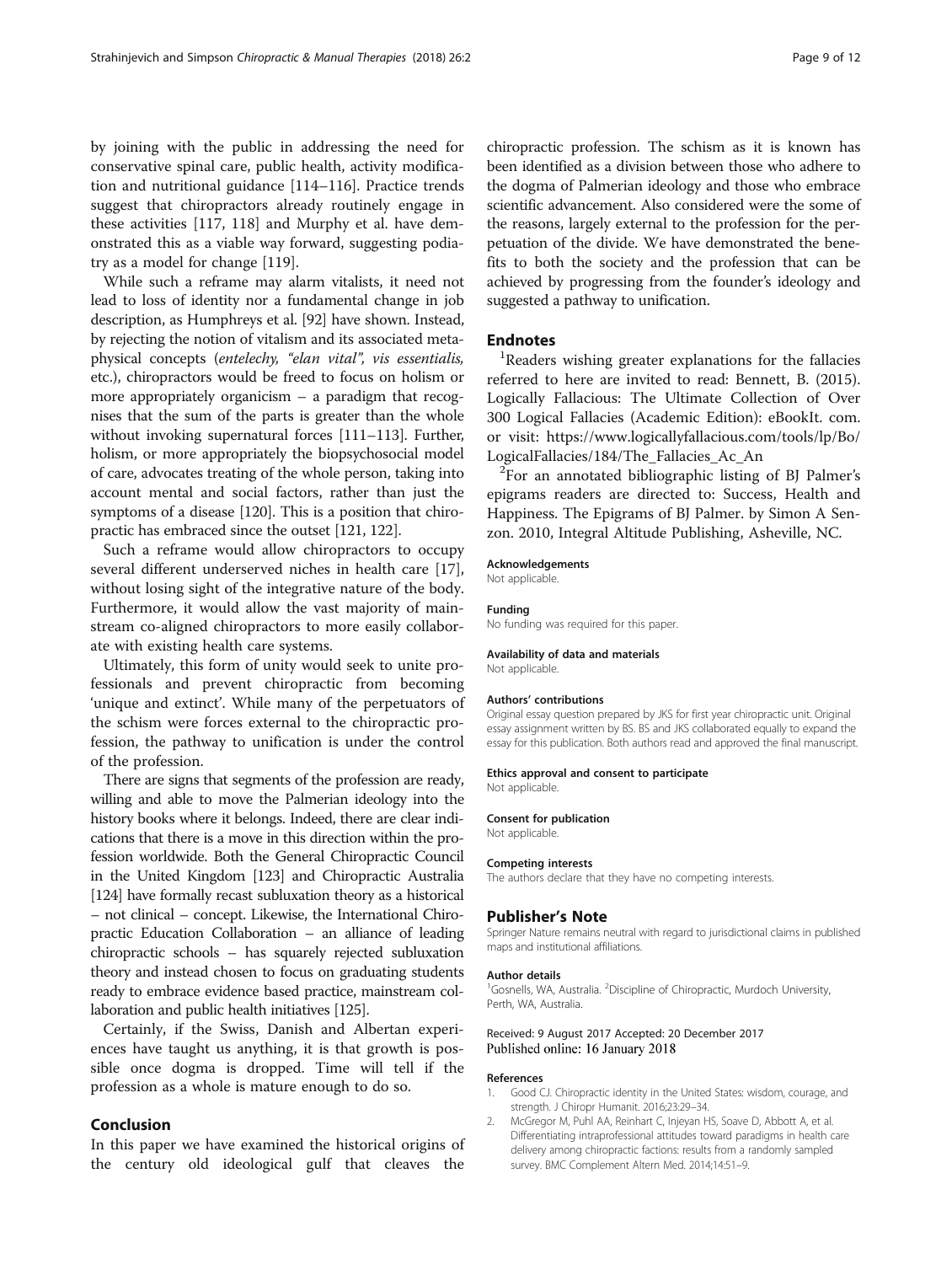by joining with the public in addressing the need for conservative spinal care, public health, activity modification and nutritional guidance [114–116]. Practice trends suggest that chiropractors already routinely engage in these activities [117, 118] and Murphy et al. have demonstrated this as a viable way forward, suggesting podiatry as a model for change [119].

While such a reframe may alarm vitalists, it need not lead to loss of identity nor a fundamental change in job description, as Humphreys et al. [92] have shown. Instead, by rejecting the notion of vitalism and its associated metaphysical concepts (*entelechy, "elan vital", vis essentialis,* etc.), chiropractors would be freed to focus on holism or more appropriately organicism – a paradigm that recognises that the sum of the parts is greater than the whole without invoking supernatural forces [111–113]. Further, holism, or more appropriately the biopsychosocial model of care, advocates treating of the whole person, taking into account mental and social factors, rather than just the symptoms of a disease [120]. This is a position that chiropractic has embraced since the outset [121, 122].

Such a reframe would allow chiropractors to occupy several different underserved niches in health care [17], without losing sight of the integrative nature of the body. Furthermore, it would allow the vast majority of mainstream co-aligned chiropractors to more easily collaborate with existing health care systems.

Ultimately, this form of unity would seek to unite professionals and prevent chiropractic from becoming 'unique and extinct'. While many of the perpetuators of the schism were forces external to the chiropractic profession, the pathway to unification is under the control of the profession.

There are signs that segments of the profession are ready, willing and able to move the Palmerian ideology into the history books where it belongs. Indeed, there are clear indications that there is a move in this direction within the profession worldwide. Both the General Chiropractic Council in the United Kingdom [123] and Chiropractic Australia [124] have formally recast subluxation theory as a historical – not clinical – concept. Likewise, the International Chiropractic Education Collaboration – an alliance of leading chiropractic schools – has squarely rejected subluxation theory and instead chosen to focus on graduating students ready to embrace evidence based practice, mainstream collaboration and public health initiatives [125].

Certainly, if the Swiss, Danish and Albertan experiences have taught us anything, it is that growth is possible once dogma is dropped. Time will tell if the profession as a whole is mature enough to do so.

## Conclusion

In this paper we have examined the historical origins of the century old ideological gulf that cleaves the chiropractic profession. The schism as it is known has been identified as a division between those who adhere to the dogma of Palmerian ideology and those who embrace scientific advancement. Also considered were the some of the reasons, largely external to the profession for the perpetuation of the divide. We have demonstrated the benefits to both the society and the profession that can be achieved by progressing from the founder's ideology and suggested a pathway to unification.

## Endnotes

[1]Readers wishing greater explanations for the fallacies referred to here are invited to read: Bennett, B. (2015). Logically Fallacious: The Ultimate Collection of Over 300 Logical Fallacies (Academic Edition): eBookIt. com. or visit: https://www.logicallyfallacious.com/tools/lp/Bo/LogicalFallacies/184/The_Fallacies_Ac_An

[2]For an annotated bibliographic listing of BJ Palmer's epigrams readers are directed to: Success, Health and Happiness. The Epigrams of BJ Palmer. by Simon A Senzon. 2010, Integral Altitude Publishing, Asheville, NC.

#### Acknowledgements

Not applicable.

#### Funding

No funding was required for this paper.

#### Availability of data and materials

Not applicable.

#### Authors' contributions

Original essay question prepared by JKS for first year chiropractic unit. Original essay assignment written by BS. BS and JKS collaborated equally to expand the essay for this publication. Both authors read and approved the final manuscript.

#### Ethics approval and consent to participate

Not applicable.

#### Consent for publication

Not applicable.

#### Competing interests

The authors declare that they have no competing interests.

## Publisher's Note

Springer Nature remains neutral with regard to jurisdictional claims in published maps and institutional affiliations.

#### Author details

[1]Gosnells, WA, Australia. [2]Discipline of Chiropractic, Murdoch University, Perth, WA, Australia.

Received: 9 August 2017 Accepted: 20 December 2017
Published online: 16 January 2018

#### References

1. Good CJ. Chiropractic identity in the United States: wisdom, courage, and strength. J Chiropr Humanit. 2016;23:29–34.
2. McGregor M, Puhl AA, Reinhart C, Injeyan HS, Soave D, Abbott A, et al. Differentiating intraprofessional attitudes toward paradigms in health care delivery among chiropractic factions: results from a randomly sampled survey. BMC Complement Altern Med. 2014;14:51–9.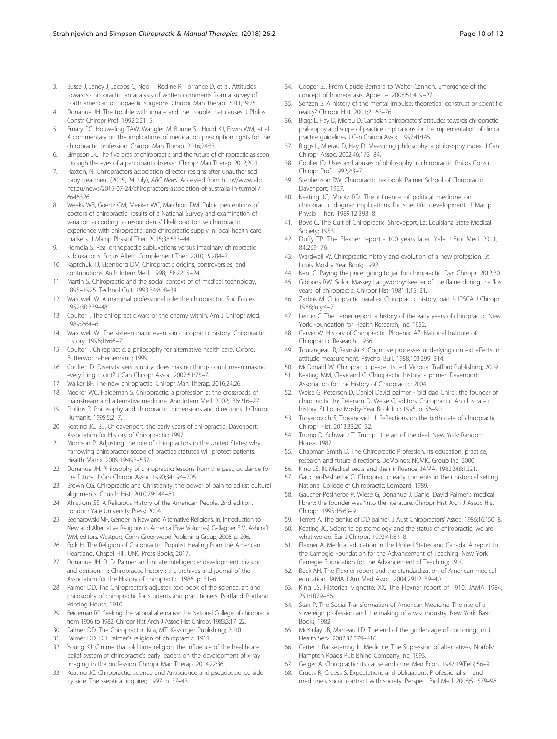3. Busse J, Janey J, Jacobs C, Ngo T, Rodine R, Torrance D, et al. Attitudes towards chiropractic: an analysis of written comments from a survey of north american orthopaedic surgeons. Chiropr Man Therap. 2011;19:25.
4. Donahue JH. The trouble with innate and the trouble that causes. J Philos Constr Chiropr Prof. 1992;2:21–5.
5. Emary PC, Houweling TAW, Wangler M, Burnie SJ, Hood KJ, Erwin WM, et al. A commentary on the implications of medication prescription rights for the chiropractic profession. Chiropr Man Therap. 2016;24:33.
6. Simpson JK. The five eras of chiropractic and the future of chiropractic as seen through the eyes of a participant observer. Chiropr Man Therap. 2012;20:1.
7. Haxton, N. Chiropractors association director resigns after unauthorised baby treatment (2015, 24 July), *ABC News*. Accessed from http://www.abc.net.au/news/2015-07-24/chiropractors-association-of-australia-in-turmoil/6646326.
8. Weeks WB, Goertz CM, Meeker WC, Marchiori DM. Public perceptions of doctors of chiropractic: results of a National Survey and examination of variation according to respondents' likelihood to use chiropractic, experience with chiropractic, and chiropractic supply in local health care markets. J Manip Physiol Ther. 2015;38:533–44.
9. Homola S. Real orthopaedic subluxations versus imaginary chiropractic subluxations. Focus Altern Complement Ther. 2010;15:284–7.
10. Kaptchuk TJ, Eisenberg DM. Chiropractic origins, controversies, and contributions. Arch Intern Med. 1998;158:2215–24.
11. Martin S. Chiropractic and the social context of of medical technology, 1895–1925. Technol Cult. 1993;34:808–34.
12. Wardwell W. A marginal professional role: the chiropractor. Soc Forces. 1952;30:339–48.
13. Coulter I. The chiropractic wars or the enemy within. Am J Chiropr Med. 1989;2:64–6.
14. Wardwell WI. The sixteen major events in chiropractic history. Chiropractic history. 1996;16:66–71.
15. Coulter I. Chiropractic: a philosophy for alternative health care. Oxford: Butterworth-Heinemann; 1999.
16. Coulter ID. Diversity versus unity: does making things count mean making everything count? J Can Chiropr Assoc. 2007;51:75–7.
17. Walker BF. The new chiropractic. Chiropr Man Therap. 2016;24:26.
18. Meeker WC, Haldeman S. Chiropractic: a profession at the crossroads of mainstream and alternative medicine. Ann Intern Med. 2002;136:216–27.
19. Phillips R. Philosophy and chiropractic: dimensions and directions. J Chiropr Humanit. 1995;5:2–7.
20. Keating JC. B.J. Of davenport: the early years of chiropractic. Davenport: Association for History of Chiropractic; 1997.
21. Morrison P. Adjusting the role of chiropractors in the United States: why narrowing chiropractor scope of practice statutes will protect patients. Health Matrix. 2009;19:493–537.
22. Donahue JH. Philosophy of chiropractic: lessons from the past, guidance for the future. J Can Chiropr Assoc 1990;34:194–205.
23. Brown CG. Chiropractic and Christianity: the power of pain to adjust cultural alignments. Church Hist. 2010;79:144–81.
24. Ahlstrom SE. A Religious History of the American People. 2nd edition. London: Yale University Press; 2004.
25. Bednarowski MF. Gender in New and Alternative Religions. In: Introduction to New and Alternative Religions in America [Five Volumes]. Gallagher E V., Ashcraft WM, editors. Westport, Conn: Greenwood Publishing Group; 2006. p. 206.
26. Folk H. The Religion of Chiropractic: Populist Healing from the American Heartland. Chapel Hill: UNC Press Books; 2017.
27. Donahue JH. D. D. Palmer and innate intelligence: development, division and derision. In: Chiropractic history : the archives and journal of the Association for the History of chiropractic; 1986. p. 31–6.
28. Palmer DD. The Chiropractor's adjuster: text-book of the science, art and philosophy of chiropractic for students and practitioners. Portland: Portland Printing House; 1910.
29. Beideman RP. Seeking the rational alternative: the National College of chiropractic from 1906 to 1982. Chiropr Hist Arch J Assoc Hist Chiropr. 1983;3:17–22.
30. Palmer DD. The Chiropractor. Kila, MT: Kessinger Publishing; 2010.
31. Palmer DD. DD Palmer's religion of chiropractic. 1911.
32. Young KJ. Gimme that old time religion: the influence of the healthcare belief system of chiropractic's early leaders on the development of x-ray imaging in the profession. Chiropr Man Therap. 2014;22:36.
33. Keating JC. Chiropractic: science and Antiscience and pseudoscience side by side. The skeptical inquirer; 1997. p. 37–43.
34. Cooper SJ. From Claude Bernard to Walter Cannon. Emergence of the concept of homeostasis. Appetite. 2008;51:419–27.
35. Senzon S. A history of the mental impulse: theoretical construct or scientific reality? Chiropr Hist. 2001;21:63–76.
36. Biggs L, Hay D, Mierau D. Canadian chiropractors' attitudes towards chiropractic philosophy and scope of practice: implications for the implementation of clinical practice guidelines. J Can Chiropr Assoc. 1997;41:145.
37. Biggs L, Mierau D, Hay D. Measuring philosophy: a philosophy index. J Can Chiropr Assoc. 2002;46:173–84.
38. Coulter ID. Uses and abuses of philosophy in chiropractic. Philos Constr Chiropr Prof. 1992;2:3–7.
39. Stephenson RW. Chiropractic textbook. Palmer School of Chiropractic: Davenport; 1927.
40. Keating JC, Mootz RD. The influence of political medicine on chiropractic dogma: implications for scientific development. J Manip Physiol Ther. 1989;12:393–8.
41. Boyd C. The Cult of Chiropractic. Shreveport, La: Louisiana State Medical Society; 1953.
42. Duffy TP. The Flexner report - 100 years later. Yale J Biol Med. 2011; 84:269–76.
43. Wardwell W. Chiropractic: history and evolution of a new profession. St Louis: Mosby Year Book; 1992.
44. Kent C. Paying the price: going to jail for chiropractic. Dyn Chiropr. 2012;30
45. Gibbons RW. Solon Massey Langworthy: keeper of the flame during the 'lost years' of chiropractic. Chiropr Hist. 1981;1:15–21.
46. Zarbuk M. Chiropractic parallax. Chiropractic history; part 3. IPSCA J Chiropr. 1988;July:4–7.
47. Lerner C. The Lerner report: a history of the early years of chiropractic. New York; Foundation for Health Research, Inc. 1952.
48. Carver W. History of Chiropractic. Phoenix, AZ: National Institute of Chiropractic Research. 1936.
49. Tourangeau R, Rasinski K. Cognitive processes underlying context effects in attitude measurement. Psychol Bull. 1988;103:299–314.
50. McDonald W. Chiropractic peace. 1st ed. Victoria: Trafford Publishing; 2009.
51. Keating MM, Cleveland C. Chiropractic history: a primer. Davenport: Association for the History of Chiropractic; 2004.
52. Weise G, Peterson D. Daniel David palmer - 'old dad Chiro'; the founder of chiropractic. In: Peterson D, Weise G, editors. Chiropractic. An illustrated history. St Louis: Mosby-Year Book Inc; 1995. p. 56–90.
53. Troyanovich S, Troyanovich J. Reflections on the birth date of chiropractic. Chiropr Hist. 2013;33:20–32.
54. Trump D, Schwartz T. Trump : the art of the deal. New York: Random House; 1987.
55. Chapman-Smith D. The Chiropractic Profession. Its education, practice, research and future directions. DeMoines: NCMIC Group Inc; 2000.
56. King LS. III. Medical sects and their influence. JAMA. 1982;248:1221.
57. Gaucher-Peslherbe G. Chiropractic: early concepts in their historical setting. National College of Chiropractic: Lombard; 1989.
58. Gaucher-Peslherbe P, Wiese G, Donahue J. Daniel David Palmer's medical library: the founder was 'into the literature. Chiropr Hist Arch J Assoc Hist Chiropr. 1995;15:63–9.
59. Terrett A. The genius of DD palmer. J Aust Chiropractors' Assoc. 1986;16:150–8.
60. Keating JC. Scientific epistemology and the status of chiropractic: we are what we do. Eur J Chiropr. 1993;41:81–8.
61. Flexner A. Medical education in the United States and Canada. A report to the Carnegie Foundation for the Advancement of Teaching. New York: Carnegie Foundation for the Advancement of Teaching; 1910.
62. Beck AH. The Flexner report and the standardization of American medical education. JAMA J Am Med Assoc. 2004;291:2139–40.
63. King LS. Historical vignette: XX. The Flexner report of 1910. JAMA. 1984; 251:1079–86.
64. Starr P. The Social Transformation of American Medicine. The rise of a sovereign profession and the making of a vast industry. New York: Basic Books; 1982.
65. McKinlay JB, Marceau LD. The end of the golden age of doctoring. Int J Health Serv. 2002;32:379–416.
66. Carter J. Racketerring In Medicine. The Supression of alternatives. Norfolk: Hampton Roads Publishing Company Inc; 1993.
67. Geiger A. Chiropractic: its cause and cure. Med Econ. 1942;19(Feb):56–9.
68. Cruess R, Cruess S. Expectations and obligations. Professionalism and medicine's social contract with society. Perspect Biol Med. 2008;51:579–98.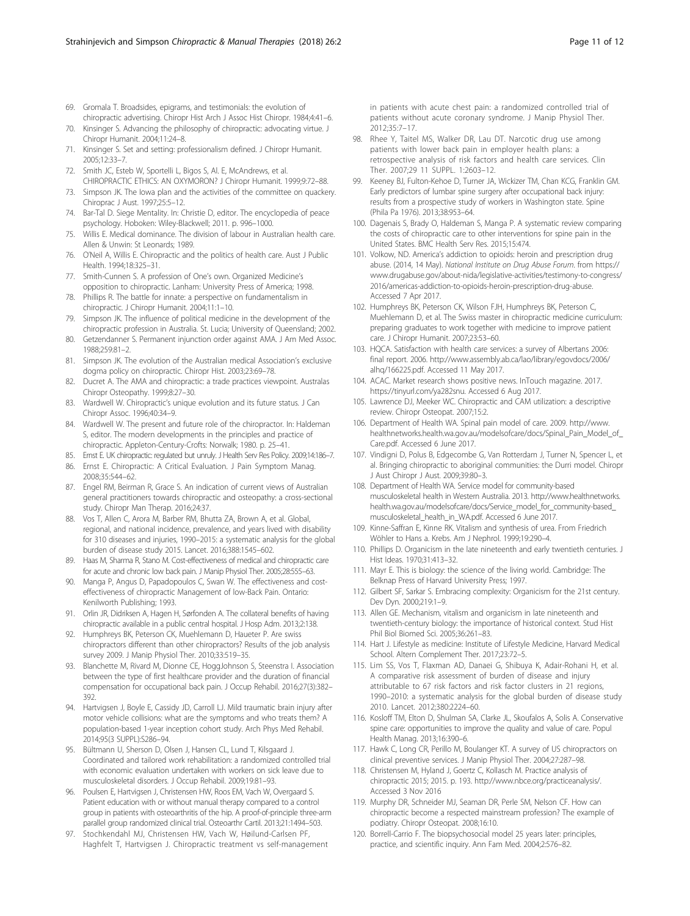69. Gromala T. Broadsides, epigrams, and testimonials: the evolution of chiropractic advertising. Chiropr Hist Arch J Assoc Hist Chiropr. 1984;4:41–6.
70. Kinsinger S. Advancing the philosophy of chiropractic: advocating virtue. J Chiropr Humanit. 2004;11:24–8.
71. Kinsinger S. Set and setting: professionalism defined. J Chiropr Humanit. 2005;12:33–7.
72. Smith JC, Esteb W, Sportelli L, Bigos S, Al. E, McAndrews, et al. CHIROPRACTIC ETHICS: AN OXYMORON? J Chiropr Humanit. 1999;9:72–88.
73. Simpson JK. The Iowa plan and the activities of the committee on quackery. Chiroprac J Aust. 1997;25:5–12.
74. Bar-Tal D. Siege Mentality. In: Christie D, editor. The encyclopedia of peace psychology. Hoboken: Wiley-Blackwell; 2011. p. 996–1000.
75. Willis E. Medical dominance. The division of labour in Australian health care. Allen & Unwin: St Leonards; 1989.
76. O'Neil A, Willis E. Chiropractic and the politics of health care. Aust J Public Health. 1994;18:325–31.
77. Smith-Cunnen S. A profession of One's own. Organized Medicine's opposition to chiropractic. Lanham: University Press of America; 1998.
78. Phillips R. The battle for innate: a perspective on fundamentalism in chiropractic. J Chiropr Humanit. 2004;11:1–10.
79. Simpson JK. The influence of political medicine in the development of the chiropractic profession in Australia. St. Lucia; University of Queensland; 2002.
80. Getzendanner S. Permanent injunction order against AMA. J Am Med Assoc. 1988;259:81–2.
81. Simpson JK. The evolution of the Australian medical Association's exclusive dogma policy on chiropractic. Chiropr Hist. 2003;23:69–78.
82. Ducret A. The AMA and chiropractic: a trade practices viewpoint. Australas Chiropr Osteopathy. 1999;8:27–30.
83. Wardwell W. Chiropractic's unique evolution and its future status. J Can Chiropr Assoc. 1996;40:34–9.
84. Wardwell W. The present and future role of the chiropractor. In: Haldeman S, editor. The modern developments in the principles and practice of chiropractic. Appleton-Century-Crofts: Norwalk; 1980. p. 25–41.
85. Ernst E. UK chiropractic: regulated but unruly. J Health Serv Res Policy. 2009;14:186–7.
86. Ernst E. Chiropractic: A Critical Evaluation. J Pain Symptom Manag. 2008;35:544–62.
87. Engel RM, Beirman R, Grace S. An indication of current views of Australian general practitioners towards chiropractic and osteopathy: a cross-sectional study. Chiropr Man Therap. 2016;24:37.
88. Vos T, Allen C, Arora M, Barber RM, Bhutta ZA, Brown A, et al. Global, regional, and national incidence, prevalence, and years lived with disability for 310 diseases and injuries, 1990–2015: a systematic analysis for the global burden of disease study 2015. Lancet. 2016;388:1545–602.
89. Haas M, Sharma R, Stano M. Cost-effectiveness of medical and chiropractic care for acute and chronic low back pain. J Manip Physiol Ther. 2005;28:555–63.
90. Manga P, Angus D, Papadopoulos C, Swan W. The effectiveness and cost-effectiveness of chiropractic Management of low-Back Pain. Ontario: Kenilworth Publishing; 1993.
91. Orlin JR, Didriksen A, Hagen H, Sørfonden A. The collateral benefits of having chiropractic available in a public central hospital. J Hosp Adm. 2013;2:138.
92. Humphreys BK, Peterson CK, Muehlemann D, Haueter P. Are swiss chiropractors different than other chiropractors? Results of the job analysis survey 2009. J Manip Physiol Ther. 2010;33:519–35.
93. Blanchette M, Rivard M, Dionne CE, HoggJohnson S, Steenstra I. Association between the type of first healthcare provider and the duration of financial compensation for occupational back pain. J Occup Rehabil. 2016;27(3):382–392.
94. Hartvigsen J, Boyle E, Cassidy JD, Carroll LJ. Mild traumatic brain injury after motor vehicle collisions: what are the symptoms and who treats them? A population-based 1-year inception cohort study. Arch Phys Med Rehabil. 2014;95(3 SUPPL):S286–94.
95. Bültmann U, Sherson D, Olsen J, Hansen CL, Lund T, Kilsgaard J. Coordinated and tailored work rehabilitation: a randomized controlled trial with economic evaluation undertaken with workers on sick leave due to musculoskeletal disorders. J Occup Rehabil. 2009;19:81–93.
96. Poulsen E, Hartvigsen J, Christensen HW, Roos EM, Vach W, Overgaard S. Patient education with or without manual therapy compared to a control group in patients with osteoarthritis of the hip. A proof-of-principle three-arm parallel group randomized clinical trial. Osteoarthr Cartil. 2013;21:1494–503.
97. Stochkendahl MJ, Christensen HW, Vach W, Høilund-Carlsen PF, Haghfelt T, Hartvigsen J. Chiropractic treatment vs self-management in patients with acute chest pain: a randomized controlled trial of patients without acute coronary syndrome. J Manip Physiol Ther. 2012;35:7–17.
98. Rhee Y, Taitel MS, Walker DR, Lau DT. Narcotic drug use among patients with lower back pain in employer health plans: a retrospective analysis of risk factors and health care services. Clin Ther. 2007;29 11 SUPPL. 1:2603–12.
99. Keeney BJ, Fulton-Kehoe D, Turner JA, Wickizer TM, Chan KCG, Franklin GM. Early predictors of lumbar spine surgery after occupational back injury: results from a prospective study of workers in Washington state. Spine (Phila Pa 1976). 2013;38:953–64.
100. Dagenais S, Brady O, Haldeman S, Manga P. A systematic review comparing the costs of chiropractic care to other interventions for spine pain in the United States. BMC Health Serv Res. 2015;15:474.
101. Volkow, ND. America's addiction to opioids: heroin and prescription drug abuse. (2014, 14 May). *National Institute on Drug Abuse Forum*. from https://www.drugabuse.gov/about-nida/legislative-activities/testimony-to-congress/2016/americas-addiction-to-opioids-heroin-prescription-drug-abuse. Accessed 7 Apr 2017.
102. Humphreys BK, Peterson CK, Wilson FJH, Humphreys BK, Peterson C, Muehlemann D, et al. The Swiss master in chiropractic medicine curriculum: preparing graduates to work together with medicine to improve patient care. J Chiropr Humanit. 2007;23:53–60.
103. HQCA. Satisfaction with health care services: a survey of Albertans 2006: final report. 2006. http://www.assembly.ab.ca/lao/library/egovdocs/2006/alhq/166225.pdf. Accessed 11 May 2017.
104. ACAC. Market research shows positive news. InTouch magazine. 2017. https://tinyurl.com/ya282snu. Accessed 6 Aug 2017.
105. Lawrence DJ, Meeker WC. Chiropractic and CAM utilization: a descriptive review. Chiropr Osteopat. 2007;15:2.
106. Department of Health WA. Spinal pain model of care. 2009. http://www.healthnetworks.health.wa.gov.au/modelsofcare/docs/Spinal_Pain_Model_of_Care.pdf. Accessed 6 June 2017.
107. Vindigni D, Polus B, Edgecombe G, Van Rotterdam J, Turner N, Spencer L, et al. Bringing chiropractic to aboriginal communities: the Durri model. Chiropr J Aust Chiropr J Aust. 2009;39:80–3.
108. Department of Health WA. Service model for community-based musculoskeletal health in Western Australia. 2013. http://www.healthnetworks.health.wa.gov.au/modelsofcare/docs/Service_model_for_community-based_musculoskeletal_health_in_WA.pdf. Accessed 6 June 2017.
109. Kinne-Saffran E, Kinne RK. Vitalism and synthesis of urea. From Friedrich Wöhler to Hans a. Krebs. Am J Nephrol. 1999;19:290–4.
110. Phillips D. Organicism in the late nineteenth and early twentieth centuries. J Hist Ideas. 1970;31:413–32.
111. Mayr E. This is biology: the science of the living world. Cambridge: The Belknap Press of Harvard University Press; 1997.
112. Gilbert SF, Sarkar S. Embracing complexity: Organicism for the 21st century. Dev Dyn. 2000;219:1–9.
113. Allen GE. Mechanism, vitalism and organicism in late nineteenth and twentieth-century biology: the importance of historical context. Stud Hist Phil Biol Biomed Sci. 2005;36:261–83.
114. Hart J. Lifestyle as medicine: Institute of Lifestyle Medicine, Harvard Medical School. Altern Complement Ther. 2017;23:72–5.
115. Lim SS, Vos T, Flaxman AD, Danaei G, Shibuya K, Adair-Rohani H, et al. A comparative risk assessment of burden of disease and injury attributable to 67 risk factors and risk factor clusters in 21 regions, 1990–2010: a systematic analysis for the global burden of disease study 2010. Lancet. 2012;380:2224–60.
116. Kosloff TM, Elton D, Shulman SA, Clarke JL, Skoufalos A, Solis A. Conservative spine care: opportunities to improve the quality and value of care. Popul Health Manag. 2013;16:390–6.
117. Hawk C, Long CR, Perillo M, Boulanger KT. A survey of US chiropractors on clinical preventive services. J Manip Physiol Ther. 2004;27:287–98.
118. Christensen M, Hyland J, Goertz C, Kollasch M. Practice analysis of chiropractic 2015; 2015. p. 193. http://www.nbce.org/practiceanalysis/. Accessed 3 Nov 2016
119. Murphy DR, Schneider MJ, Seaman DR, Perle SM, Nelson CF. How can chiropractic become a respected mainstream profession? The example of podiatry. Chiropr Osteopat. 2008;16:10.
120. Borrell-Carrio F. The biopsychosocial model 25 years later: principles, practice, and scientific inquiry. Ann Fam Med. 2004;2:576–82.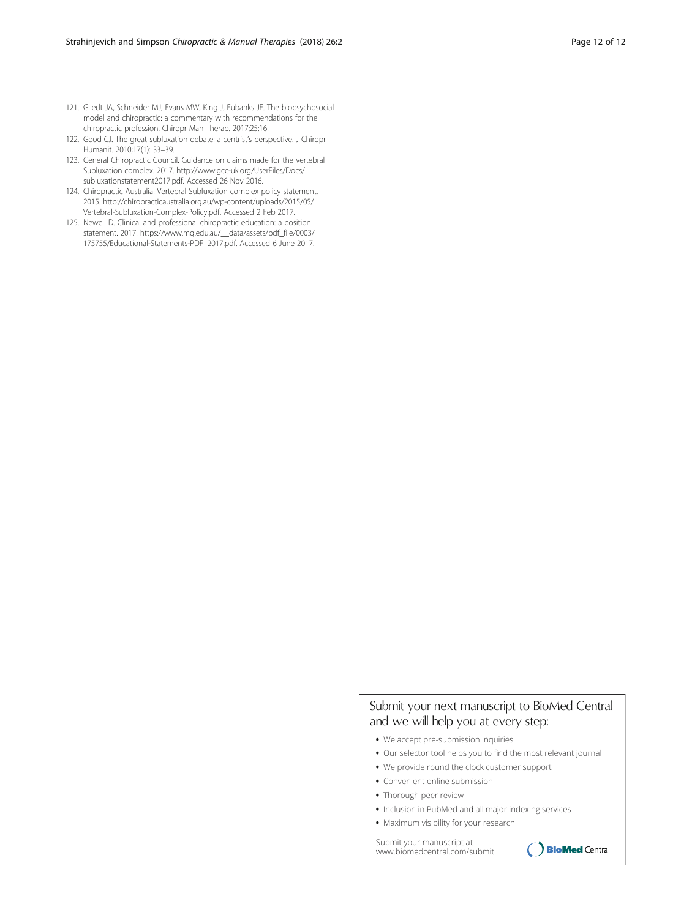121. Gliedt JA, Schneider MJ, Evans MW, King J, Eubanks JE. The biopsychosocial model and chiropractic: a commentary with recommendations for the chiropractic profession. Chiropr Man Therap. 2017;25:16.
122. Good CJ. The great subluxation debate: a centrist's perspective. J Chiropr Humanit. 2010;17(1): 33–39.
123. General Chiropractic Council. Guidance on claims made for the vertebral Subluxation complex. 2017. http://www.gcc-uk.org/UserFiles/Docs/subluxationstatement2017.pdf. Accessed 26 Nov 2016.
124. Chiropractic Australia. Vertebral Subluxation complex policy statement. 2015. http://chiropracticaustralia.org.au/wp-content/uploads/2015/05/Vertebral-Subluxation-Complex-Policy.pdf. Accessed 2 Feb 2017.
125. Newell D. Clinical and professional chiropractic education: a position statement. 2017. https://www.mq.edu.au/__data/assets/pdf_file/0003/175755/Educational-Statements-PDF_2017.pdf. Accessed 6 June 2017.

Submit your next manuscript to BioMed Central and we will help you at every step:

- We accept pre-submission inquiries
- Our selector tool helps you to find the most relevant journal
- We provide round the clock customer support
- Convenient online submission
- Thorough peer review
- Inclusion in PubMed and all major indexing services
- Maximum visibility for your research

Submit your manuscript at www.biomedcentral.com/submit

BioMed Central